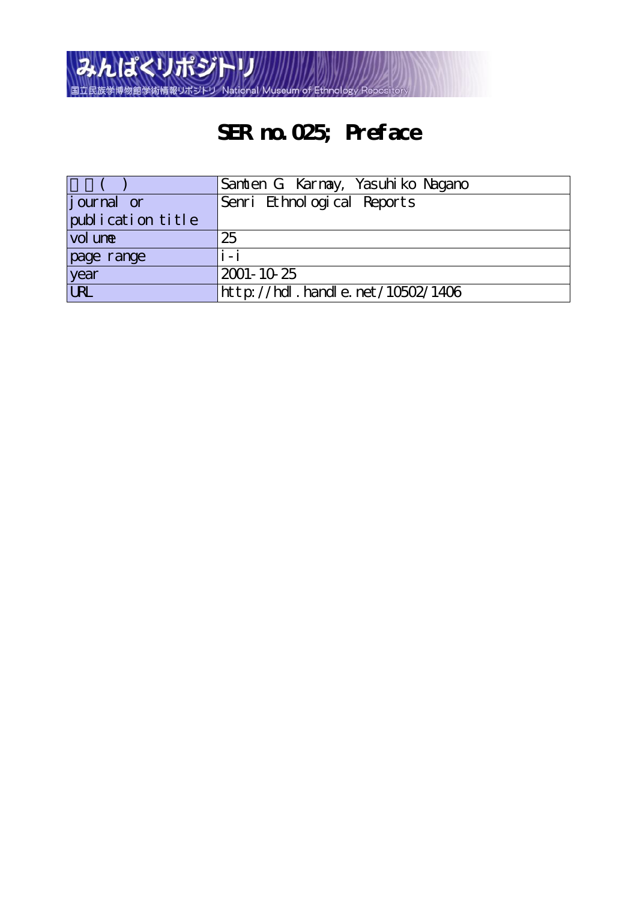みんぱくリポジトリ

国立民族学博物館学術情報リポジトリ National Museum of Ethnology Repository

# SER no.025; Preface

| 著者( ) | Samten G. Karmay, Yasuhiko Nagano |
|---|---|
| journal or publication title | Senri Ethnological Reports |
| volume | 25 |
| page range | i-i |
| year | 2001-10-25 |
| URL | http://hdl.handle.net/10502/1406 |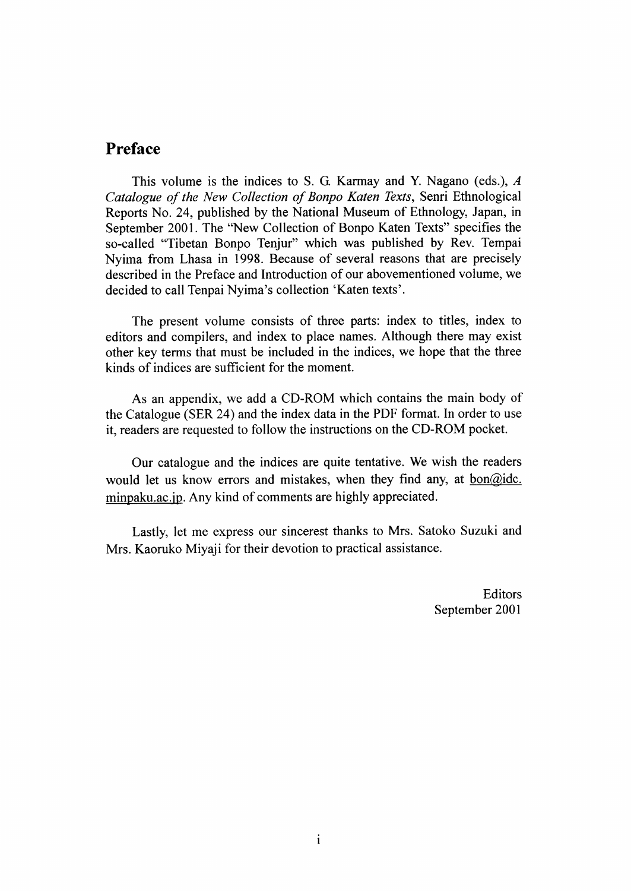## Preface

This volume is the indices to S. G. Karmay and Y. Nagano (eds.), *A Catalogue of the New Collection of Bonpo Katen Texts*, Senri Ethnological Reports No. 24, published by the National Museum of Ethnology, Japan, in September 2001. The "New Collection of Bonpo Katen Texts" specifies the so-called "Tibetan Bonpo Tenjur" which was published by Rev. Tempai Nyima from Lhasa in 1998. Because of several reasons that are precisely described in the Preface and Introduction of our abovementioned volume, we decided to call Tenpai Nyima's collection 'Katen texts'.

The present volume consists of three parts: index to titles, index to editors and compilers, and index to place names. Although there may exist other key terms that must be included in the indices, we hope that the three kinds of indices are sufficient for the moment.

As an appendix, we add a CD-ROM which contains the main body of the Catalogue (SER 24) and the index data in the PDF format. In order to use it, readers are requested to follow the instructions on the CD-ROM pocket.

Our catalogue and the indices are quite tentative. We wish the readers would let us know errors and mistakes, when they find any, at bon@idc.minpaku.ac.jp. Any kind of comments are highly appreciated.

Lastly, let me express our sincerest thanks to Mrs. Satoko Suzuki and Mrs. Kaoruko Miyaji for their devotion to practical assistance.

Editors
September 2001